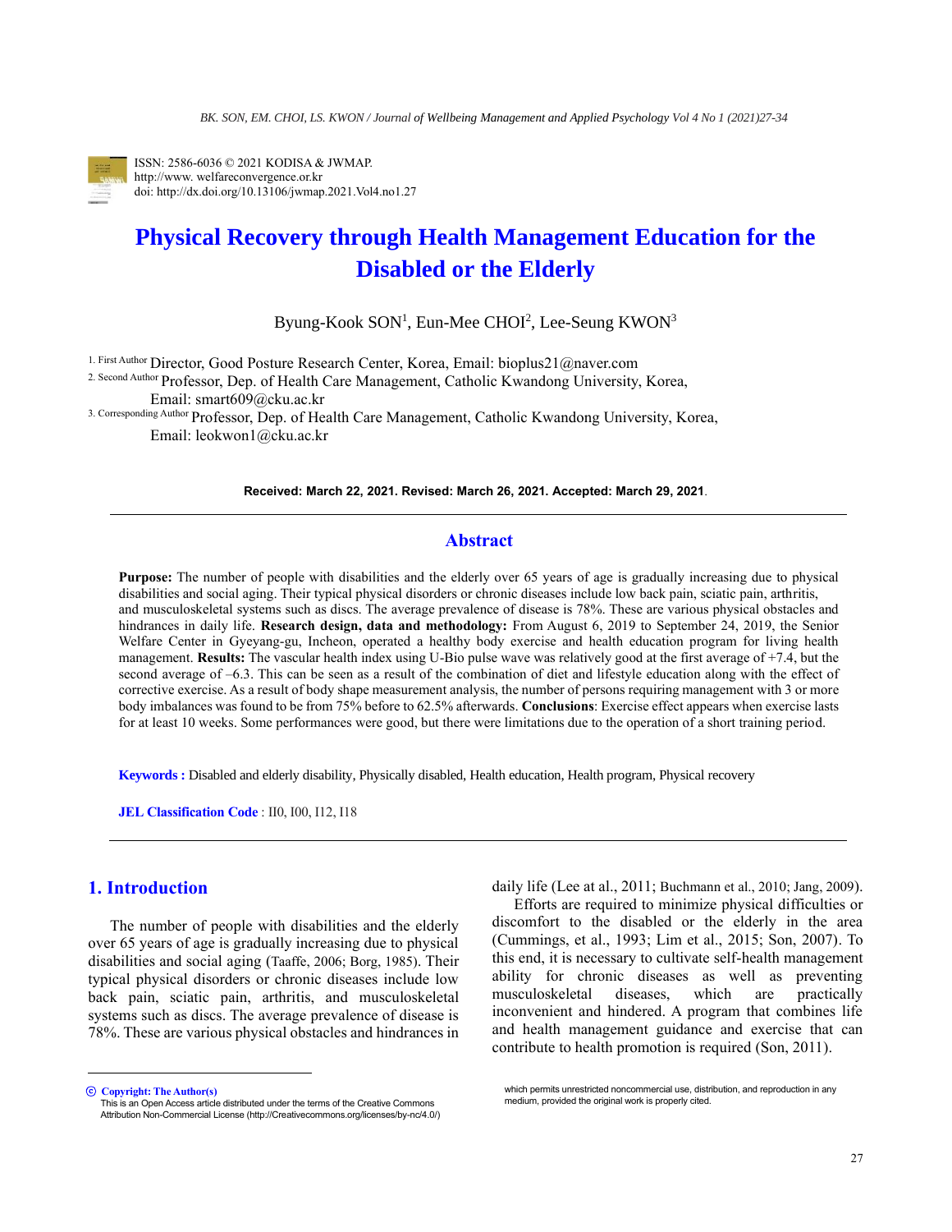ISSN: 2586-6036 © 2021 KODISA & JWMAP.
http://www. welfareconvergence.or.kr
doi: http://dx.doi.org/10.13106/jwmap.2021.Vol4.no1.27

# Physical Recovery through Health Management Education for the Disabled or the Elderly

Byung-Kook SON[1], Eun-Mee CHOI[2], Lee-Seung KWON[3]

1. First Author Director, Good Posture Research Center, Korea, Email: bioplus21@naver.com
2. Second Author Professor, Dep. of Health Care Management, Catholic Kwandong University, Korea, Email: smart609@cku.ac.kr
3. Corresponding Author Professor, Dep. of Health Care Management, Catholic Kwandong University, Korea, Email: leokwon1@cku.ac.kr

**Received: March 22, 2021. Revised: March 26, 2021. Accepted: March 29, 2021**.

## Abstract

**Purpose:** The number of people with disabilities and the elderly over 65 years of age is gradually increasing due to physical disabilities and social aging. Their typical physical disorders or chronic diseases include low back pain, sciatic pain, arthritis, and musculoskeletal systems such as discs. The average prevalence of disease is 78%. These are various physical obstacles and hindrances in daily life. **Research design, data and methodology:** From August 6, 2019 to September 24, 2019, the Senior Welfare Center in Gyeyang-gu, Incheon, operated a healthy body exercise and health education program for living health management. **Results:** The vascular health index using U-Bio pulse wave was relatively good at the first average of +7.4, but the second average of –6.3. This can be seen as a result of the combination of diet and lifestyle education along with the effect of corrective exercise. As a result of body shape measurement analysis, the number of persons requiring management with 3 or more body imbalances was found to be from 75% before to 62.5% afterwards. **Conclusions**: Exercise effect appears when exercise lasts for at least 10 weeks. Some performances were good, but there were limitations due to the operation of a short training period.

**Keywords :** Disabled and elderly disability, Physically disabled, Health education, Health program, Physical recovery

**JEL Classification Code** : II0, I00, I12, I18

## 1. Introduction

The number of people with disabilities and the elderly over 65 years of age is gradually increasing due to physical disabilities and social aging (Taaffe, 2006; Borg, 1985). Their typical physical disorders or chronic diseases include low back pain, sciatic pain, arthritis, and musculoskeletal systems such as discs. The average prevalence of disease is 78%. These are various physical obstacles and hindrances in daily life (Lee at al., 2011; Buchmann et al., 2010; Jang, 2009).

Efforts are required to minimize physical difficulties or discomfort to the disabled or the elderly in the area (Cummings, et al., 1993; Lim et al., 2015; Son, 2007). To this end, it is necessary to cultivate self-health management ability for chronic diseases as well as preventing musculoskeletal diseases, which are practically inconvenient and hindered. A program that combines life and health management guidance and exercise that can contribute to health promotion is required (Son, 2011).

ⓒ **Copyright: The Author(s)**
This is an Open Access article distributed under the terms of the Creative Commons Attribution Non-Commercial License (http://Creativecommons.org/licenses/by-nc/4.0/) which permits unrestricted noncommercial use, distribution, and reproduction in any medium, provided the original work is properly cited.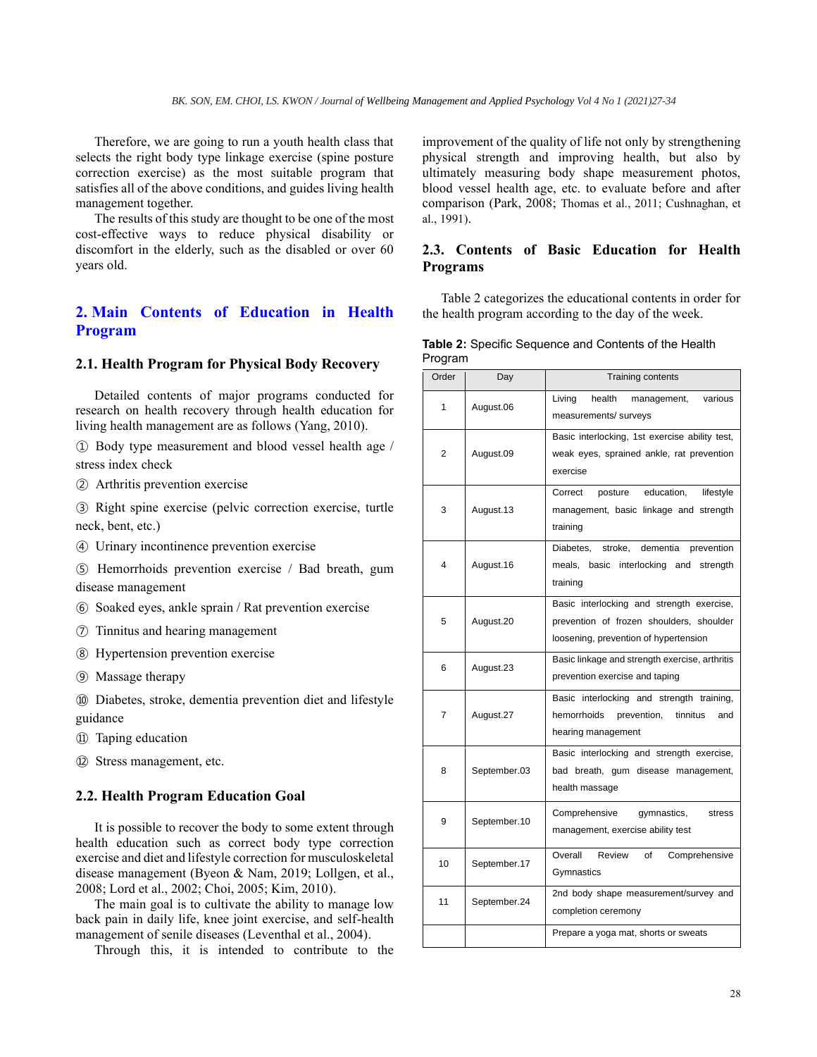Therefore, we are going to run a youth health class that selects the right body type linkage exercise (spine posture correction exercise) as the most suitable program that satisfies all of the above conditions, and guides living health management together.

The results of this study are thought to be one of the most cost-effective ways to reduce physical disability or discomfort in the elderly, such as the disabled or over 60 years old.

## 2. Main Contents of Education in Health Program

### 2.1. Health Program for Physical Body Recovery

Detailed contents of major programs conducted for research on health recovery through health education for living health management are as follows (Yang, 2010).

① Body type measurement and blood vessel health age / stress index check

② Arthritis prevention exercise

③ Right spine exercise (pelvic correction exercise, turtle neck, bent, etc.)

④ Urinary incontinence prevention exercise

⑤ Hemorrhoids prevention exercise / Bad breath, gum disease management

⑥ Soaked eyes, ankle sprain / Rat prevention exercise

⑦ Tinnitus and hearing management

⑧ Hypertension prevention exercise

⑨ Massage therapy

⑩ Diabetes, stroke, dementia prevention diet and lifestyle guidance

⑪ Taping education

⑫ Stress management, etc.

### 2.2. Health Program Education Goal

It is possible to recover the body to some extent through health education such as correct body type correction exercise and diet and lifestyle correction for musculoskeletal disease management (Byeon & Nam, 2019; Lollgen, et al., 2008; Lord et al., 2002; Choi, 2005; Kim, 2010).

The main goal is to cultivate the ability to manage low back pain in daily life, knee joint exercise, and self-health management of senile diseases (Leventhal et al., 2004).

Through this, it is intended to contribute to the improvement of the quality of life not only by strengthening physical strength and improving health, but also by ultimately measuring body shape measurement photos, blood vessel health age, etc. to evaluate before and after comparison (Park, 2008; Thomas et al., 2011; Cushnaghan, et al., 1991).

### 2.3. Contents of Basic Education for Health Programs

Table 2 categorizes the educational contents in order for the health program according to the day of the week.

**Table 2:** Specific Sequence and Contents of the Health Program

| Order | Day | Training contents |
|---|---|---|
| 1 | August.06 | Living health management, various measurements/ surveys |
| 2 | August.09 | Basic interlocking, 1st exercise ability test, weak eyes, sprained ankle, rat prevention exercise |
| 3 | August.13 | Correct posture education, lifestyle management, basic linkage and strength training |
| 4 | August.16 | Diabetes, stroke, dementia prevention meals, basic interlocking and strength training |
| 5 | August.20 | Basic interlocking and strength exercise, prevention of frozen shoulders, shoulder loosening, prevention of hypertension |
| 6 | August.23 | Basic linkage and strength exercise, arthritis prevention exercise and taping |
| 7 | August.27 | Basic interlocking and strength training, hemorrhoids prevention, tinnitus and hearing management |
| 8 | September.03 | Basic interlocking and strength exercise, bad breath, gum disease management, health massage |
| 9 | September.10 | Comprehensive gymnastics, stress management, exercise ability test |
| 10 | September.17 | Overall Review of Comprehensive Gymnastics |
| 11 | September.24 | 2nd body shape measurement/survey and completion ceremony |
| | | Prepare a yoga mat, shorts or sweats |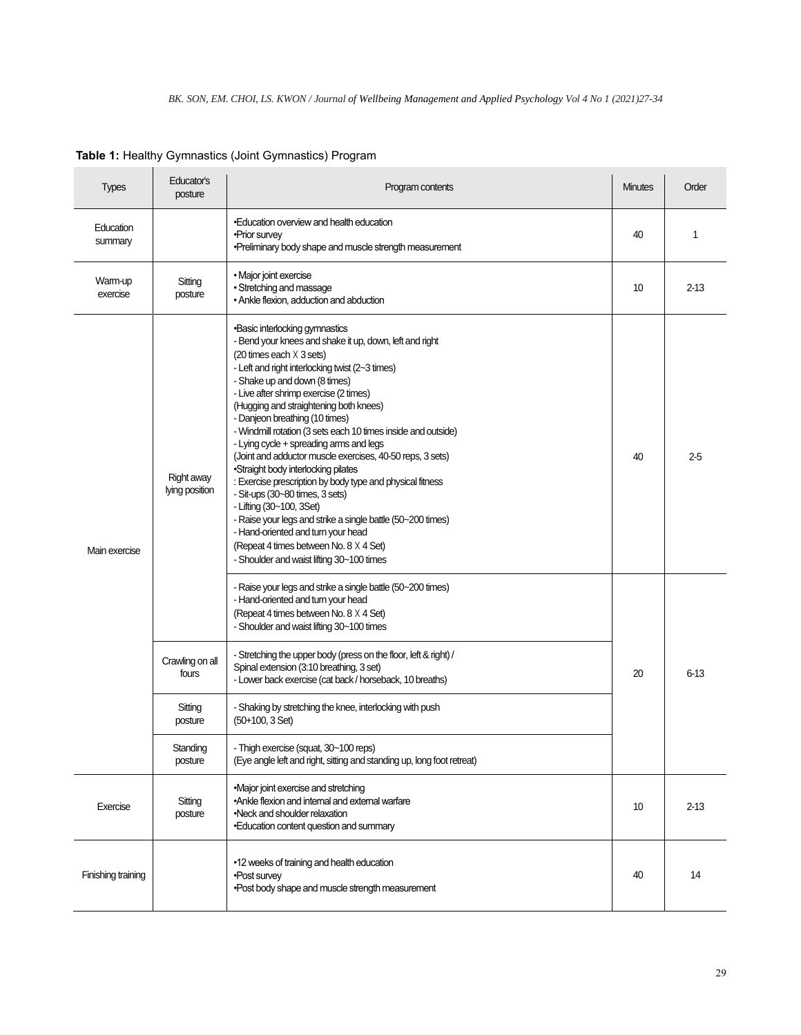**Table 1:** Healthy Gymnastics (Joint Gymnastics) Program

| Types | Educator's posture | Program contents | Minutes | Order |
|---|---|---|---|---|
| Education summary | | •Education overview and health education<br>•Prior survey<br>•Preliminary body shape and muscle strength measurement | 40 | 1 |
| Warm-up exercise | Sitting posture | • Major joint exercise<br>• Stretching and massage<br>• Ankle flexion, adduction and abduction | 10 | 2-13 |
| Main exercise | Right away lying position | •Basic interlocking gymnastics<br>- Bend your knees and shake it up, down, left and right (20 times each X 3 sets)<br>- Left and right interlocking twist (2~3 times)<br>- Shake up and down (8 times)<br>- Live after shrimp exercise (2 times) (Hugging and straightening both knees)<br>- Danjeon breathing (10 times)<br>- Windmill rotation (3 sets each 10 times inside and outside)<br>- Lying cycle + spreading arms and legs (Joint and adductor muscle exercises, 40-50 reps, 3 sets)<br>•Straight body interlocking pilates<br>: Exercise prescription by body type and physical fitness<br>- Sit-ups (30~80 times, 3 sets)<br>- Lifting (30~100, 3Set)<br>- Raise your legs and strike a single battle (50~200 times)<br>- Hand-oriented and turn your head (Repeat 4 times between No. 8 X 4 Set)<br>- Shoulder and waist lifting 30~100 times | 40 | 2-5 |
| | | - Raise your legs and strike a single battle (50~200 times)<br>- Hand-oriented and turn your head (Repeat 4 times between No. 8 X 4 Set)<br>- Shoulder and waist lifting 30~100 times | 20 | 6-13 |
| | Crawling on all fours | - Stretching the upper body (press on the floor, left & right) / Spinal extension (3:10 breathing, 3 set)<br>- Lower back exercise (cat back / horseback, 10 breaths) | | |
| | Sitting posture | - Shaking by stretching the knee, interlocking with push (50+100, 3 Set) | | |
| | Standing posture | - Thigh exercise (squat, 30~100 reps) (Eye angle left and right, sitting and standing up, long foot retreat) | | |
| Exercise | Sitting posture | •Major joint exercise and stretching<br>•Ankle flexion and internal and external warfare<br>•Neck and shoulder relaxation<br>•Education content question and summary | 10 | 2-13 |
| Finishing training | | •12 weeks of training and health education<br>•Post survey<br>•Post body shape and muscle strength measurement | 40 | 14 |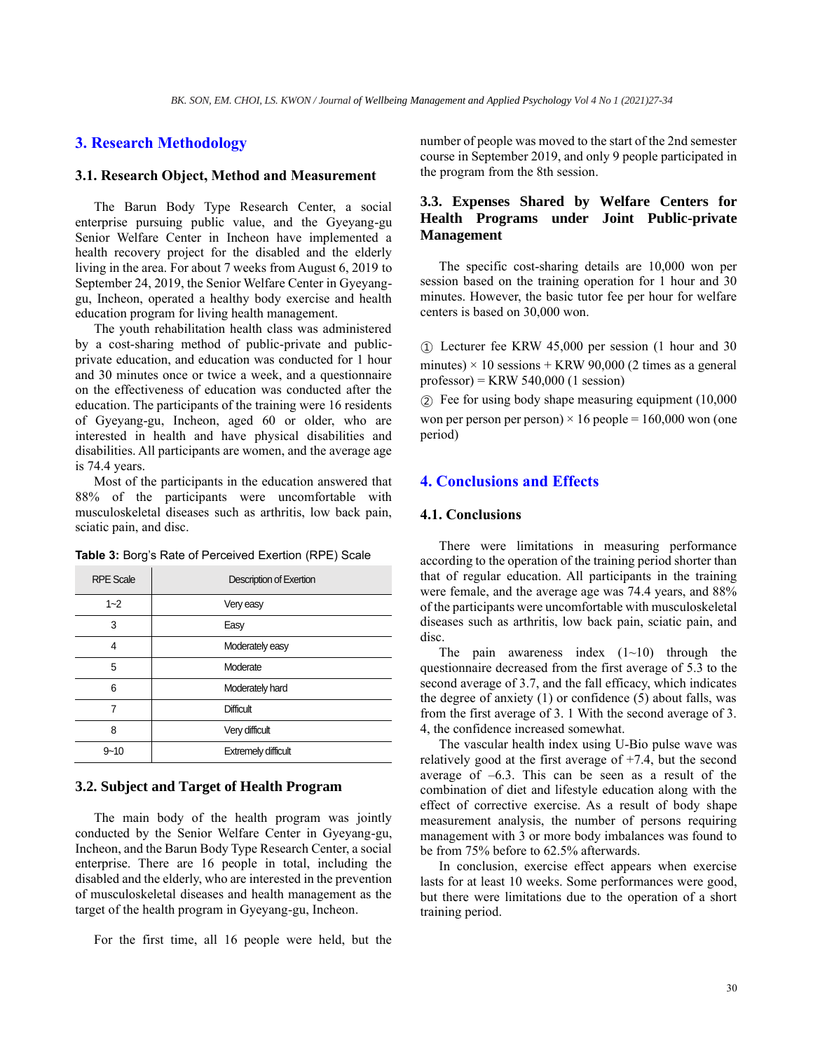## 3. Research Methodology

### 3.1. Research Object, Method and Measurement

The Barun Body Type Research Center, a social enterprise pursuing public value, and the Gyeyang-gu Senior Welfare Center in Incheon have implemented a health recovery project for the disabled and the elderly living in the area. For about 7 weeks from August 6, 2019 to September 24, 2019, the Senior Welfare Center in Gyeyang-gu, Incheon, operated a healthy body exercise and health education program for living health management.

The youth rehabilitation health class was administered by a cost-sharing method of public-private and public-private education, and education was conducted for 1 hour and 30 minutes once or twice a week, and a questionnaire on the effectiveness of education was conducted after the education. The participants of the training were 16 residents of Gyeyang-gu, Incheon, aged 60 or older, who are interested in health and have physical disabilities and disabilities. All participants are women, and the average age is 74.4 years.

Most of the participants in the education answered that 88% of the participants were uncomfortable with musculoskeletal diseases such as arthritis, low back pain, sciatic pain, and disc.

**Table 3:** Borg's Rate of Perceived Exertion (RPE) Scale

| RPE Scale | Description of Exertion |
|---|---|
| 1~2 | Very easy |
| 3 | Easy |
| 4 | Moderately easy |
| 5 | Moderate |
| 6 | Moderately hard |
| 7 | Difficult |
| 8 | Very difficult |
| 9~10 | Extremely difficult |

### 3.2. Subject and Target of Health Program

The main body of the health program was jointly conducted by the Senior Welfare Center in Gyeyang-gu, Incheon, and the Barun Body Type Research Center, a social enterprise. There are 16 people in total, including the disabled and the elderly, who are interested in the prevention of musculoskeletal diseases and health management as the target of the health program in Gyeyang-gu, Incheon.

For the first time, all 16 people were held, but the number of people was moved to the start of the 2nd semester course in September 2019, and only 9 people participated in the program from the 8th session.

### 3.3. Expenses Shared by Welfare Centers for Health Programs under Joint Public-private Management

The specific cost-sharing details are 10,000 won per session based on the training operation for 1 hour and 30 minutes. However, the basic tutor fee per hour for welfare centers is based on 30,000 won.

① Lecturer fee KRW 45,000 per session (1 hour and 30 minutes) × 10 sessions + KRW 90,000 (2 times as a general professor) = KRW 540,000 (1 session)

② Fee for using body shape measuring equipment (10,000 won per person per person) × 16 people = 160,000 won (one period)

## 4. Conclusions and Effects

### 4.1. Conclusions

There were limitations in measuring performance according to the operation of the training period shorter than that of regular education. All participants in the training were female, and the average age was 74.4 years, and 88% of the participants were uncomfortable with musculoskeletal diseases such as arthritis, low back pain, sciatic pain, and disc.

The pain awareness index (1~10) through the questionnaire decreased from the first average of 5.3 to the second average of 3.7, and the fall efficacy, which indicates the degree of anxiety (1) or confidence (5) about falls, was from the first average of 3. 1 With the second average of 3. 4, the confidence increased somewhat.

The vascular health index using U-Bio pulse wave was relatively good at the first average of +7.4, but the second average of –6.3. This can be seen as a result of the combination of diet and lifestyle education along with the effect of corrective exercise. As a result of body shape measurement analysis, the number of persons requiring management with 3 or more body imbalances was found to be from 75% before to 62.5% afterwards.

In conclusion, exercise effect appears when exercise lasts for at least 10 weeks. Some performances were good, but there were limitations due to the operation of a short training period.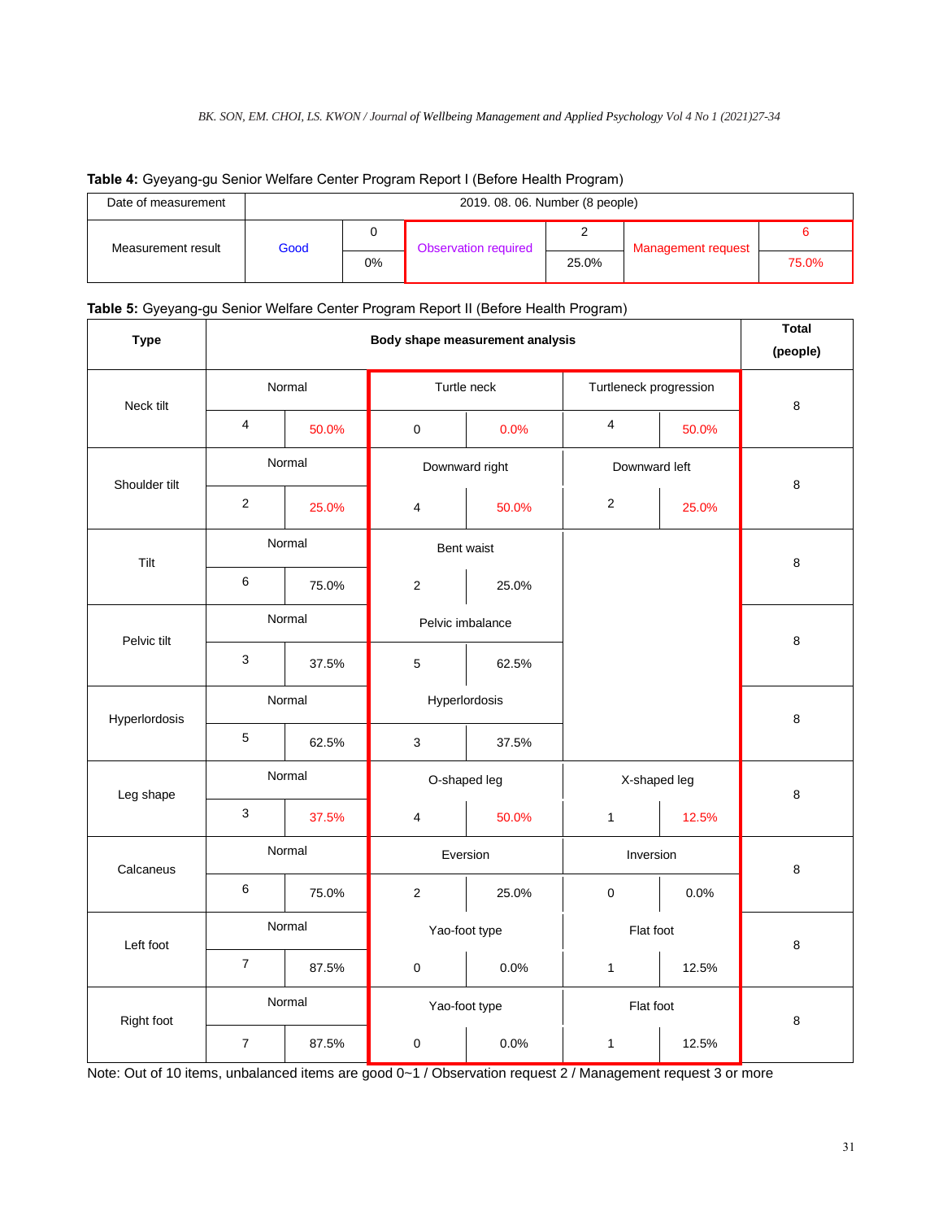**Table 4:** Gyeyang-gu Senior Welfare Center Program Report I (Before Health Program)

| Date of measurement | 2019. 08. 06. Number (8 people) | | | | | |
|---|---|---|---|---|---|---|
| Measurement result | Good | 0 | Observation required | 2 | Management request | 6 |
| | | 0% | | 25.0% | | 75.0% |

**Table 5:** Gyeyang-gu Senior Welfare Center Program Report II (Before Health Program)

| Type | Body shape measurement analysis | | | | | | Total (people) |
|---|---|---|---|---|---|---|---|
| Neck tilt | Normal | | Turtle neck | | Turtleneck progression | | 8 |
| | 4 | 50.0% | 0 | 0.0% | 4 | 50.0% | |
| Shoulder tilt | Normal | | Downward right | | Downward left | | 8 |
| | 2 | 25.0% | 4 | 50.0% | 2 | 25.0% | |
| Tilt | Normal | | Bent waist | | | | 8 |
| | 6 | 75.0% | 2 | 25.0% | | | |
| Pelvic tilt | Normal | | Pelvic imbalance | | | | 8 |
| | 3 | 37.5% | 5 | 62.5% | | | |
| Hyperlordosis | Normal | | Hyperlordosis | | | | 8 |
| | 5 | 62.5% | 3 | 37.5% | | | |
| Leg shape | Normal | | O-shaped leg | | X-shaped leg | | 8 |
| | 3 | 37.5% | 4 | 50.0% | 1 | 12.5% | |
| Calcaneus | Normal | | Eversion | | Inversion | | 8 |
| | 6 | 75.0% | 2 | 25.0% | 0 | 0.0% | |
| Left foot | Normal | | Yao-foot type | | Flat foot | | 8 |
| | 7 | 87.5% | 0 | 0.0% | 1 | 12.5% | |
| Right foot | Normal | | Yao-foot type | | Flat foot | | 8 |
| | 7 | 87.5% | 0 | 0.0% | 1 | 12.5% | |

Note: Out of 10 items, unbalanced items are good 0~1 / Observation request 2 / Management request 3 or more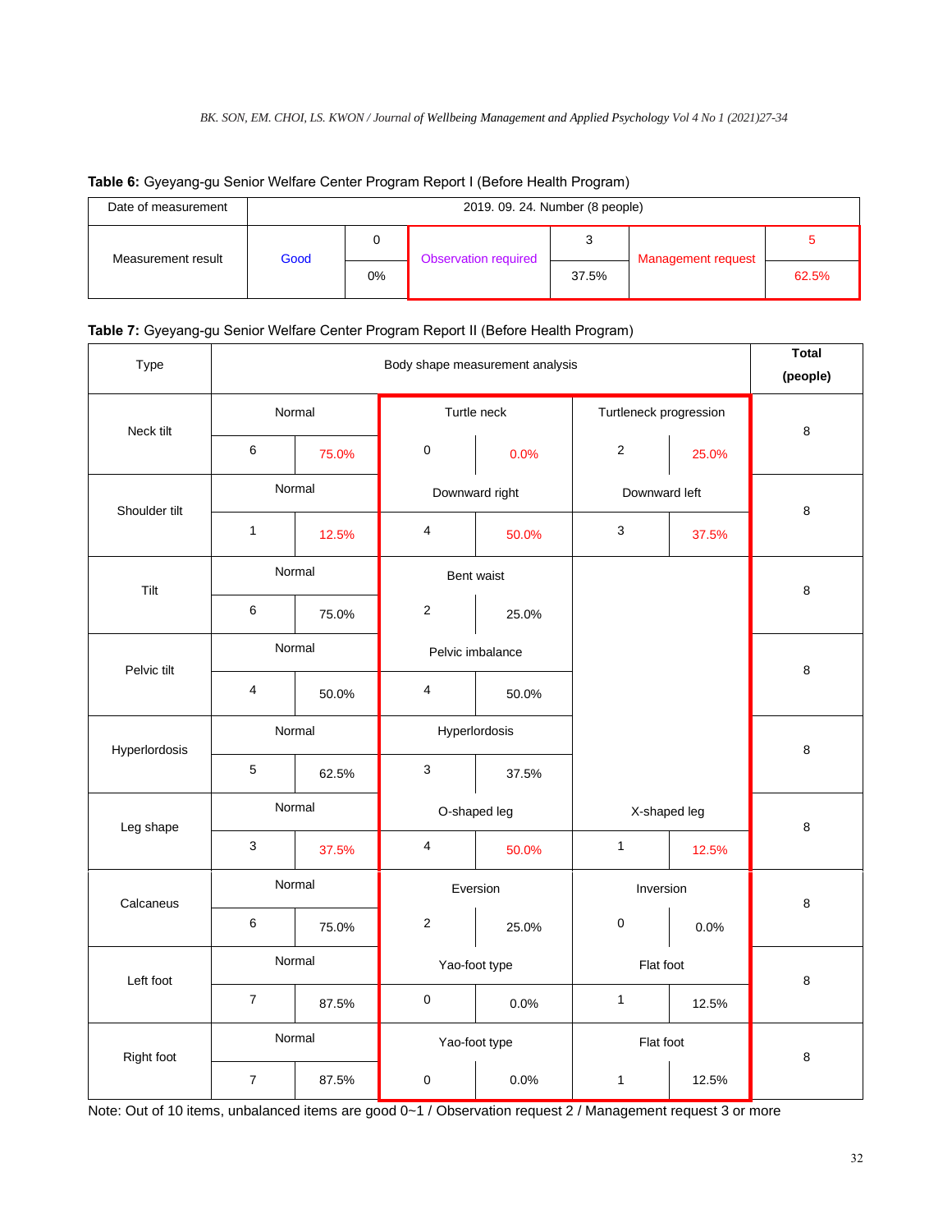**Table 6:** Gyeyang-gu Senior Welfare Center Program Report I (Before Health Program)

| Date of measurement | 2019. 09. 24. Number (8 people) | | | | | |
|---|---|---|---|---|---|---|
| Measurement result | Good | 0 | Observation required | 3 | Management request | 5 |
| | | 0% | | 37.5% | | 62.5% |

**Table 7:** Gyeyang-gu Senior Welfare Center Program Report II (Before Health Program)

| Type | Body shape measurement analysis | | | | | | Total (people) |
|---|---|---|---|---|---|---|---|
| Neck tilt | Normal | | Turtle neck | | Turtleneck progression | | 8 |
| | 6 | 75.0% | 0 | 0.0% | 2 | 25.0% | |
| Shoulder tilt | Normal | | Downward right | | Downward left | | 8 |
| | 1 | 12.5% | 4 | 50.0% | 3 | 37.5% | |
| Tilt | Normal | | Bent waist | | | | 8 |
| | 6 | 75.0% | 2 | 25.0% | | | |
| Pelvic tilt | Normal | | Pelvic imbalance | | | | 8 |
| | 4 | 50.0% | 4 | 50.0% | | | |
| Hyperlordosis | Normal | | Hyperlordosis | | | | 8 |
| | 5 | 62.5% | 3 | 37.5% | | | |
| Leg shape | Normal | | O-shaped leg | | X-shaped leg | | 8 |
| | 3 | 37.5% | 4 | 50.0% | 1 | 12.5% | |
| Calcaneus | Normal | | Eversion | | Inversion | | 8 |
| | 6 | 75.0% | 2 | 25.0% | 0 | 0.0% | |
| Left foot | Normal | | Yao-foot type | | Flat foot | | 8 |
| | 7 | 87.5% | 0 | 0.0% | 1 | 12.5% | |
| Right foot | Normal | | Yao-foot type | | Flat foot | | 8 |
| | 7 | 87.5% | 0 | 0.0% | 1 | 12.5% | |

Note: Out of 10 items, unbalanced items are good 0~1 / Observation request 2 / Management request 3 or more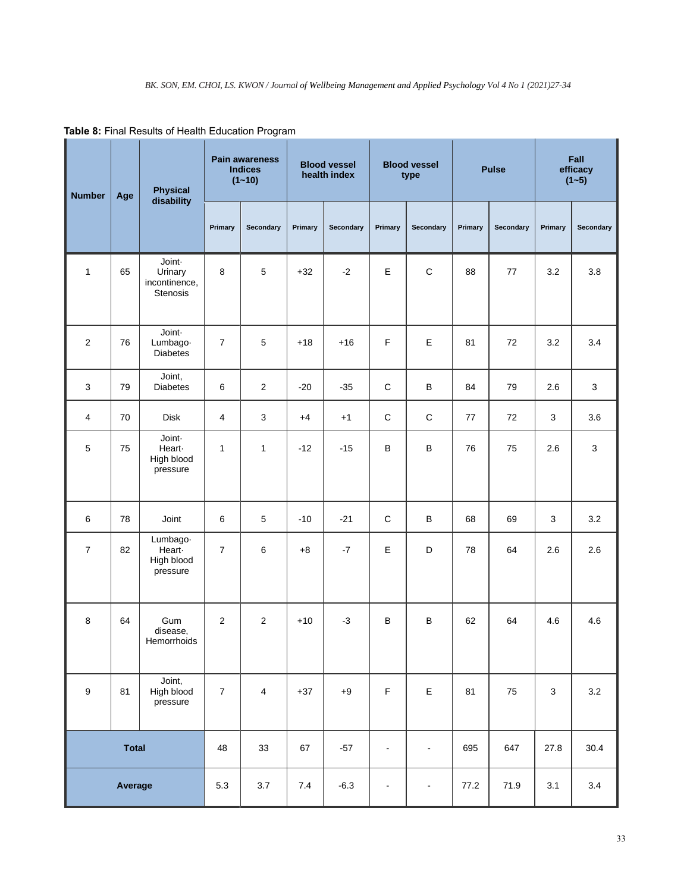**Table 8:** Final Results of Health Education Program

| Number | Age | Physical disability | Pain awareness Indices (1~10) | | Blood vessel health index | | Blood vessel type | | Pulse | | Fall efficacy (1~5) | |
|---|---|---|---|---|---|---|---|---|---|---|---|---|
| | | | Primary | Secondary | Primary | Secondary | Primary | Secondary | Primary | Secondary | Primary | Secondary |
| 1 | 65 | Joint· Urinary incontinence, Stenosis | 8 | 5 | +32 | -2 | E | C | 88 | 77 | 3.2 | 3.8 |
| 2 | 76 | Joint· Lumbago· Diabetes | 7 | 5 | +18 | +16 | F | E | 81 | 72 | 3.2 | 3.4 |
| 3 | 79 | Joint, Diabetes | 6 | 2 | -20 | -35 | C | B | 84 | 79 | 2.6 | 3 |
| 4 | 70 | Disk | 4 | 3 | +4 | +1 | C | C | 77 | 72 | 3 | 3.6 |
| 5 | 75 | Joint· Heart· High blood pressure | 1 | 1 | -12 | -15 | B | B | 76 | 75 | 2.6 | 3 |
| 6 | 78 | Joint | 6 | 5 | -10 | -21 | C | B | 68 | 69 | 3 | 3.2 |
| 7 | 82 | Lumbago· Heart· High blood pressure | 7 | 6 | +8 | -7 | E | D | 78 | 64 | 2.6 | 2.6 |
| 8 | 64 | Gum disease, Hemorrhoids | 2 | 2 | +10 | -3 | B | B | 62 | 64 | 4.6 | 4.6 |
| 9 | 81 | Joint, High blood pressure | 7 | 4 | +37 | +9 | F | E | 81 | 75 | 3 | 3.2 |
| Total | | | 48 | 33 | 67 | -57 | - | - | 695 | 647 | 27.8 | 30.4 |
| Average | | | 5.3 | 3.7 | 7.4 | -6.3 | - | - | 77.2 | 71.9 | 3.1 | 3.4 |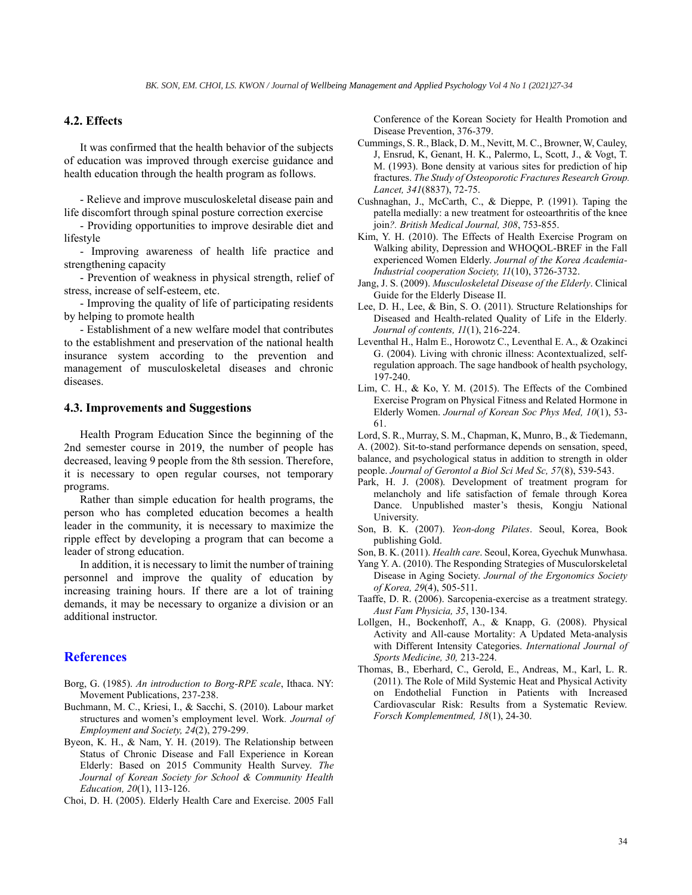### 4.2. Effects

It was confirmed that the health behavior of the subjects of education was improved through exercise guidance and health education through the health program as follows.

- Relieve and improve musculoskeletal disease pain and life discomfort through spinal posture correction exercise
- Providing opportunities to improve desirable diet and lifestyle
- Improving awareness of health life practice and strengthening capacity
- Prevention of weakness in physical strength, relief of stress, increase of self-esteem, etc.
- Improving the quality of life of participating residents by helping to promote health
- Establishment of a new welfare model that contributes to the establishment and preservation of the national health insurance system according to the prevention and management of musculoskeletal diseases and chronic diseases.

### 4.3. Improvements and Suggestions

Health Program Education Since the beginning of the 2nd semester course in 2019, the number of people has decreased, leaving 9 people from the 8th session. Therefore, it is necessary to open regular courses, not temporary programs.

Rather than simple education for health programs, the person who has completed education becomes a health leader in the community, it is necessary to maximize the ripple effect by developing a program that can become a leader of strong education.

In addition, it is necessary to limit the number of training personnel and improve the quality of education by increasing training hours. If there are a lot of training demands, it may be necessary to organize a division or an additional instructor.

## References

Borg, G. (1985). *An introduction to Borg-RPE scale*, Ithaca. NY: Movement Publications, 237-238.

Buchmann, M. C., Kriesi, I., & Sacchi, S. (2010). Labour market structures and women's employment level. Work. *Journal of Employment and Society, 24*(2), 279-299.

Byeon, K. H., & Nam, Y. H. (2019). The Relationship between Status of Chronic Disease and Fall Experience in Korean Elderly: Based on 2015 Community Health Survey. *The Journal of Korean Society for School & Community Health Education, 20*(1), 113-126.

Choi, D. H. (2005). Elderly Health Care and Exercise. 2005 Fall Conference of the Korean Society for Health Promotion and Disease Prevention, 376-379.

Cummings, S. R., Black, D. M., Nevitt, M. C., Browner, W, Cauley, J, Ensrud, K, Genant, H. K., Palermo, L, Scott, J., & Vogt, T. M. (1993). Bone density at various sites for prediction of hip fractures. *The Study of Osteoporotic Fractures Research Group. Lancet, 341*(8837), 72-75.

Cushnaghan, J., McCarth, C., & Dieppe, P. (1991). Taping the patella medially: a new treatment for osteoarthritis of the knee join*?. British Medical Journal, 308*, 753-855.

Kim, Y. H. (2010). The Effects of Health Exercise Program on Walking ability, Depression and WHOQOL-BREF in the Fall experienced Women Elderly. *Journal of the Korea Academia-Industrial cooperation Society, 11*(10), 3726-3732.

Jang, J. S. (2009). *Musculoskeletal Disease of the Elderly*. Clinical Guide for the Elderly Disease II.

Lee, D. H., Lee, & Bin, S. O. (2011). Structure Relationships for Diseased and Health-related Quality of Life in the Elderly*. Journal of contents, 11*(1), 216-224.

Leventhal H., Halm E., Horowotz C., Leventhal E. A., & Ozakinci G. (2004). Living with chronic illness: Acontextualized, self-regulation approach. The sage handbook of health psychology, 197-240.

Lim, C. H., & Ko, Y. M. (2015). The Effects of the Combined Exercise Program on Physical Fitness and Related Hormone in Elderly Women. *Journal of Korean Soc Phys Med, 10*(1), 53-61.

Lord, S. R., Murray, S. M., Chapman, K, Munro, B., & Tiedemann, A. (2002). Sit-to-stand performance depends on sensation, speed, balance, and psychological status in addition to strength in older people. *Journal of Gerontol a Biol Sci Med Sc, 57*(8), 539-543.

Park, H. J. (2008). Development of treatment program for melancholy and life satisfaction of female through Korea Dance. Unpublished master's thesis, Kongju National University.

Son, B. K. (2007). *Yeon-dong Pilates*. Seoul, Korea, Book publishing Gold.

Son, B. K. (2011). *Health care*. Seoul, Korea, Gyechuk Munwhasa.

Yang Y. A. (2010). The Responding Strategies of Musculorskeletal Disease in Aging Society. *Journal of the Ergonomics Society of Korea, 29*(4), 505-511.

Taaffe, D. R. (2006). Sarcopenia-exercise as a treatment strategy. *Aust Fam Physicia, 35*, 130-134.

Lollgen, H., Bockenhoff, A., & Knapp, G. (2008). Physical Activity and All-cause Mortality: A Updated Meta-analysis with Different Intensity Categories. *International Journal of Sports Medicine, 30,* 213-224.

Thomas, B., Eberhard, C., Gerold, E., Andreas, M., Karl, L. R. (2011). The Role of Mild Systemic Heat and Physical Activity on Endothelial Function in Patients with Increased Cardiovascular Risk: Results from a Systematic Review. *Forsch Komplementmed, 18*(1), 24-30.